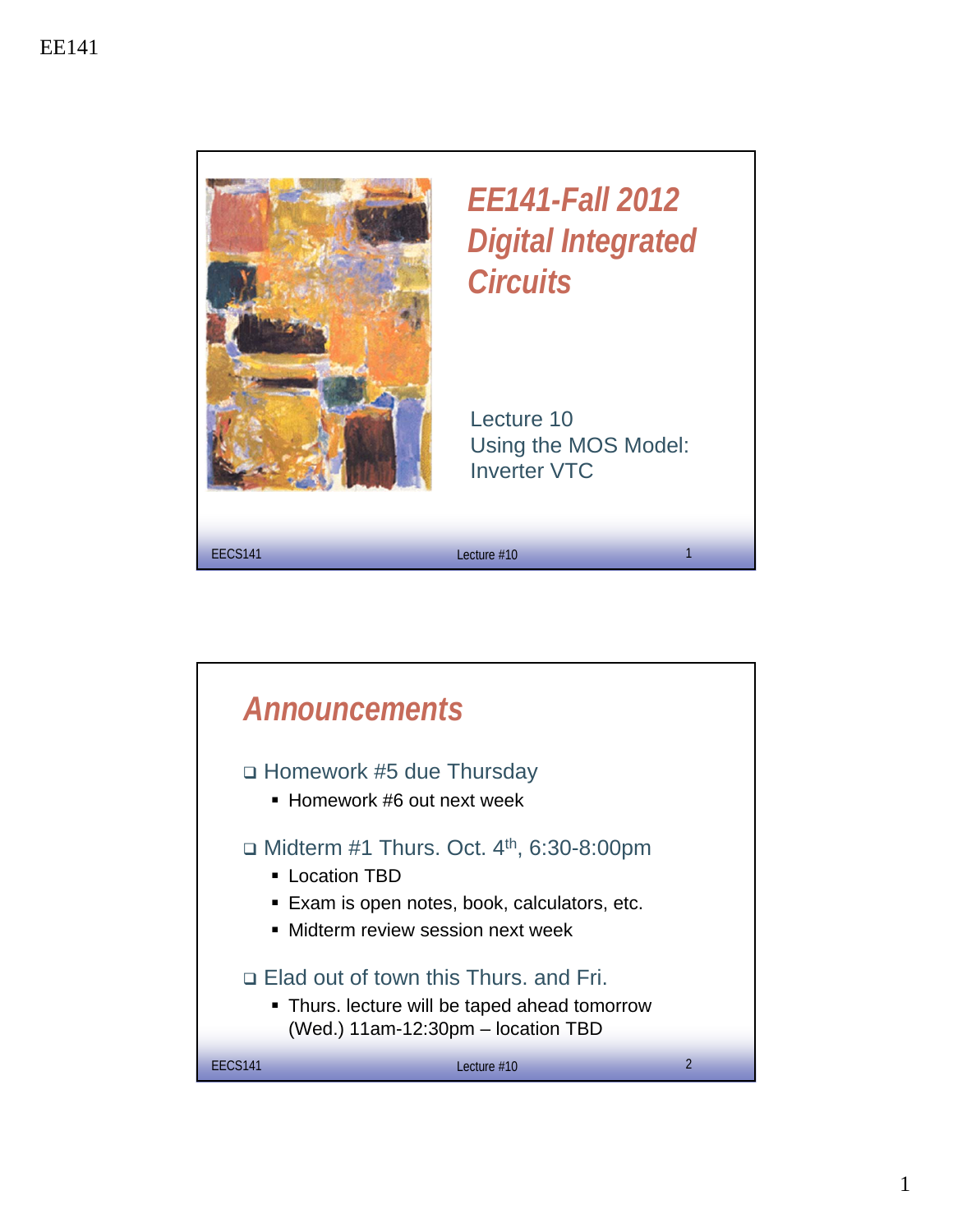# EE141-Fall 2012 Digital Integrated Circuits

Lecture 10
Using the MOS Model: Inverter VTC

## Announcements

- Homework #5 due Thursday
  - Homework #6 out next week
- Midterm #1 Thurs. Oct. 4th, 6:30-8:00pm
  - Location TBD
  - Exam is open notes, book, calculators, etc.
  - Midterm review session next week
- Elad out of town this Thurs. and Fri.
  - Thurs. lecture will be taped ahead tomorrow (Wed.) 11am-12:30pm – location TBD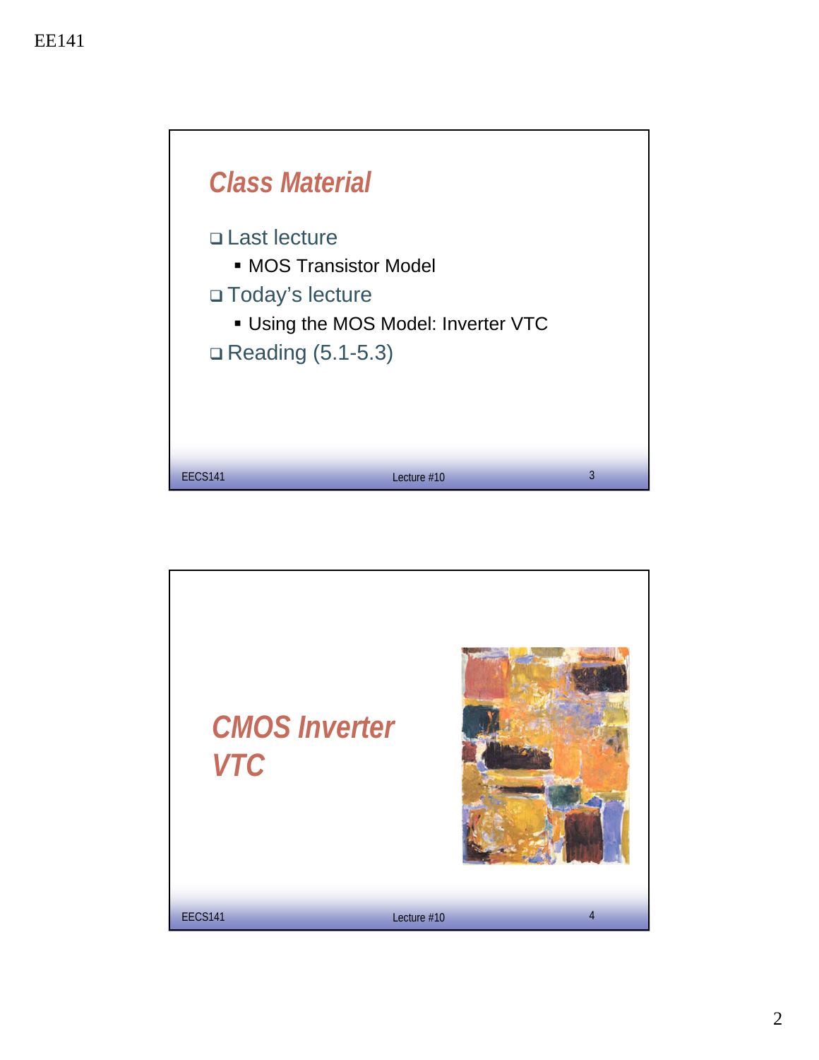## Class Material

- Last lecture
  - MOS Transistor Model
- Today's lecture
  - Using the MOS Model: Inverter VTC
- Reading (5.1-5.3)

## CMOS Inverter VTC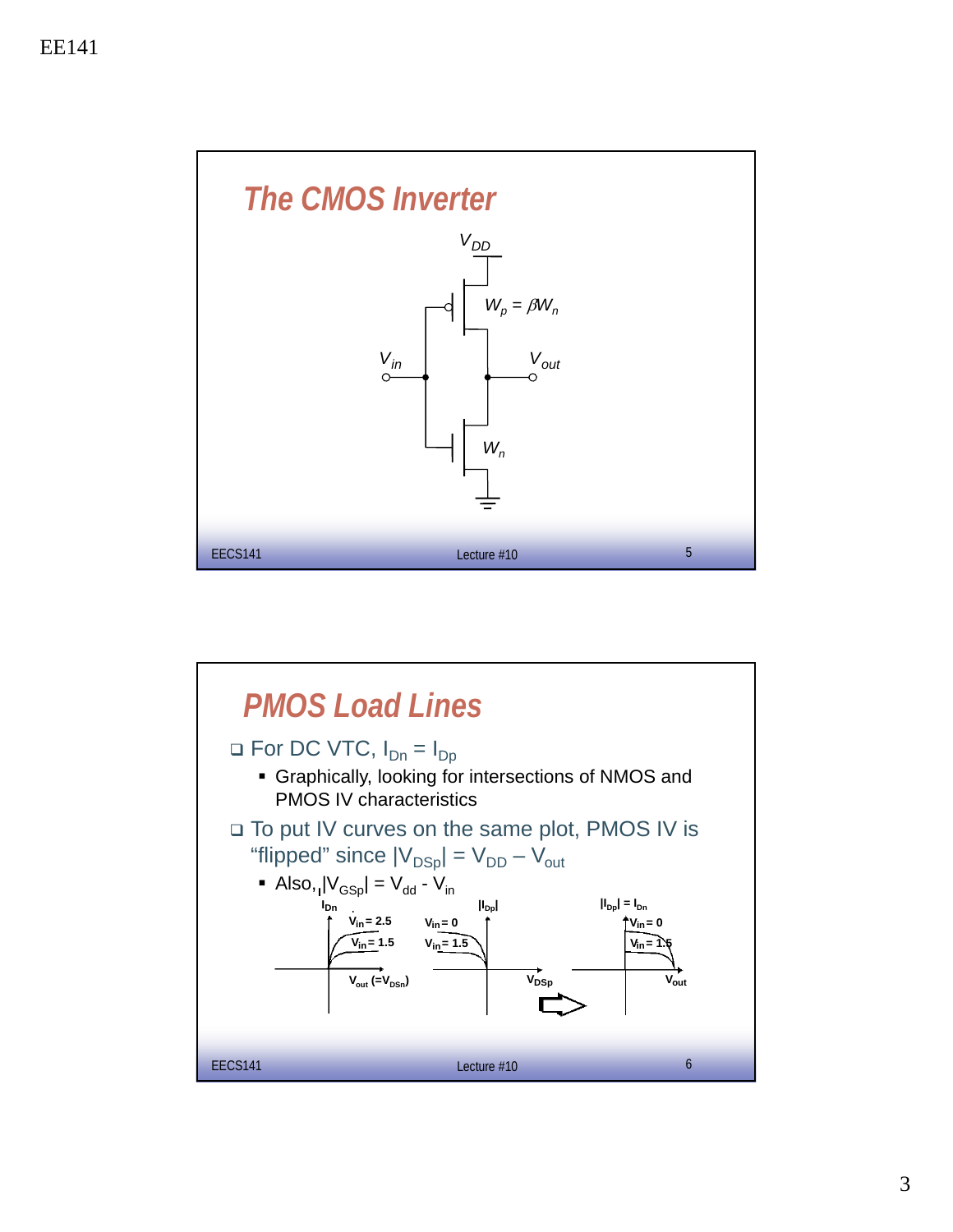## The CMOS Inverter

$V_{DD}$

$W_p = \beta W_n$

$V_{in}$

$V_{out}$

$W_n$

## PMOS Load Lines

- For DC VTC, $I_{Dn} = I_{Dp}$
  - Graphically, looking for intersections of NMOS and PMOS IV characteristics
- To put IV curves on the same plot, PMOS IV is "flipped" since $|V_{DSp}| = V_{DD} - V_{out}$
  - Also, $|V_{GSp}| = V_{dd} - V_{in}$

$I_{Dn}$ $V_{in} = 2.5$ $V_{in} = 1.5$ $V_{out}$ $(=V_{DSn})$

$|I_{Dp}|$ $V_{in} = 0$ $V_{in} = 1.5$ $V_{DSp}$

$|I_{Dp}| = I_{Dn}$ $V_{in} = 0$ $V_{in} = 1.5$ $V_{out}$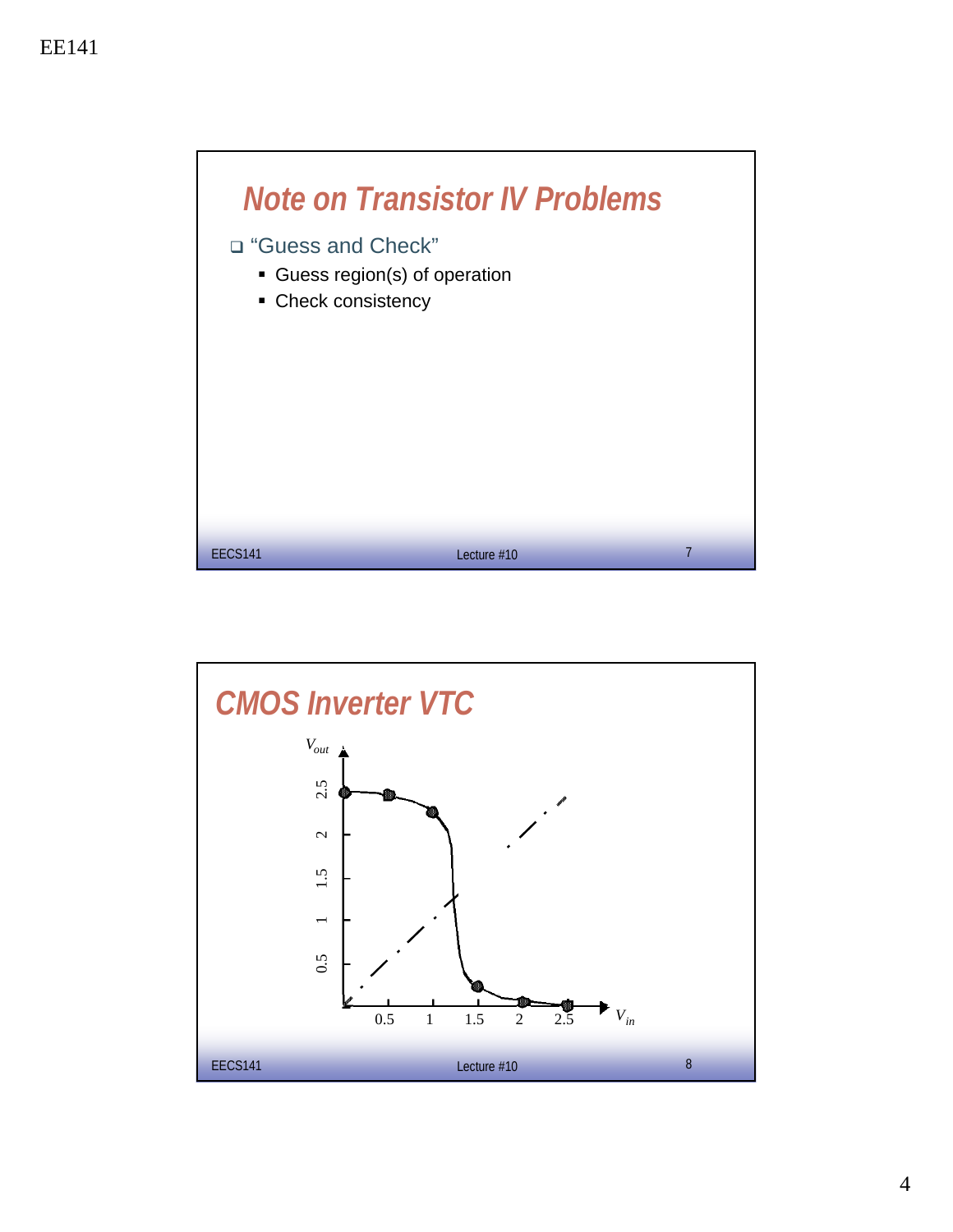## Note on Transistor IV Problems

- "Guess and Check"
  - Guess region(s) of operation
  - Check consistency

## CMOS Inverter VTC

$V_{out}$

2.5
2
1.5
1
0.5

0.5 1 1.5 2 2.5 $V_{in}$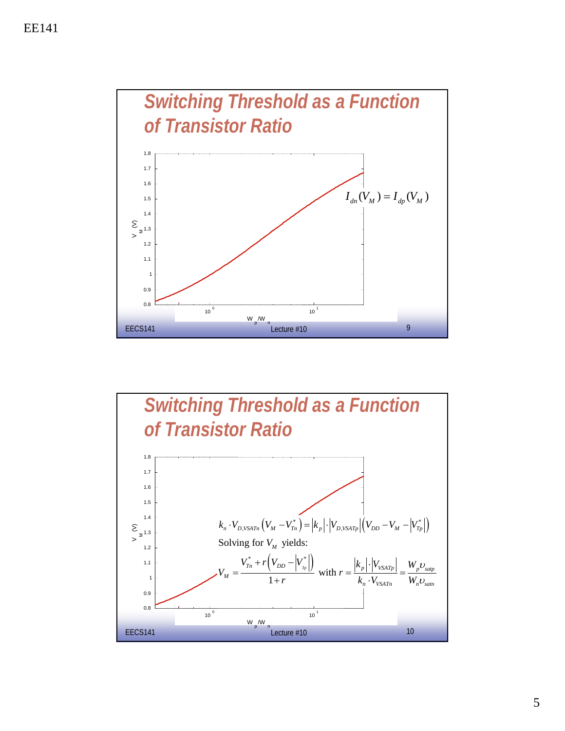## Switching Threshold as a Function of Transistor Ratio

$$I_{dn}(V_M) = I_{dp}(V_M)$$

## Switching Threshold as a Function of Transistor Ratio

$$k_n \cdot V_{D,VSATn}\left(V_M - V_{Tn}^*\right) = \left|k_p\right| \cdot \left|V_{D,VSATp}\right| \left(V_{DD} - V_M - \left|V_{Tp}^*\right|\right)$$

Solving for $V_M$ yields:

$$V_M = \frac{V_{Tn}^* + r\left(V_{DD} - \left|V_{Tp}^*\right|\right)}{1 + r} \text{ with } r = \frac{\left|k_p\right| \cdot \left|V_{VSATp}\right|}{k_n \cdot V_{VSATn}} = \frac{W_p \upsilon_{satp}}{W_n \upsilon_{satn}}$$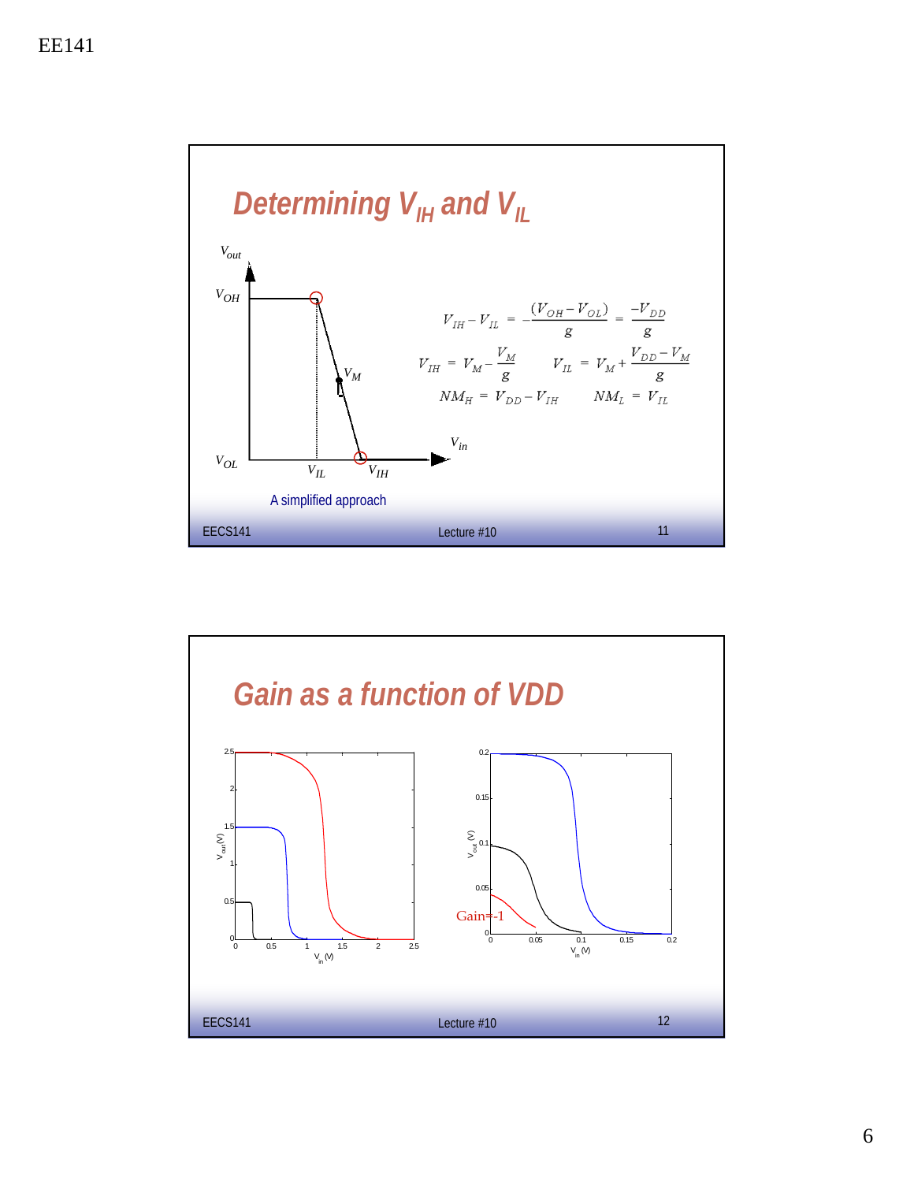## Determining $V_{IH}$ and $V_{IL}$

$V_{out}$

$V_{OH}$

$V_M$

$V_{OL}$

$V_{IL}$ $V_{IH}$

$V_{in}$

A simplified approach

$$V_{IH} - V_{IL} = -\frac{(V_{OH} - V_{OL})}{g} = \frac{-V_{DD}}{g}$$

$$V_{IH} = V_M - \frac{V_M}{g} \qquad V_{IL} = V_M + \frac{V_{DD} - V_M}{g}$$

$$NM_H = V_{DD} - V_{IH} \qquad NM_L = V_{IL}$$

## Gain as a function of VDD

Gain=-1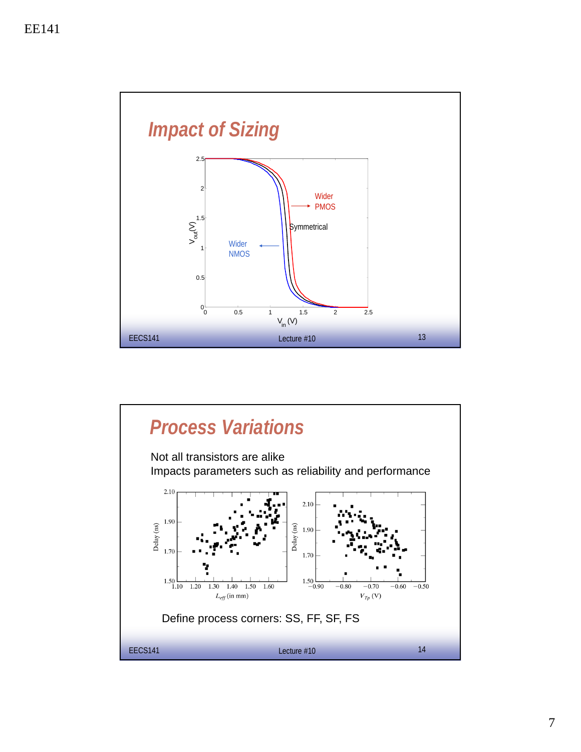## Impact of Sizing

## Process Variations

Not all transistors are alike

Impacts parameters such as reliability and performance

Define process corners: SS, FF, SF, FS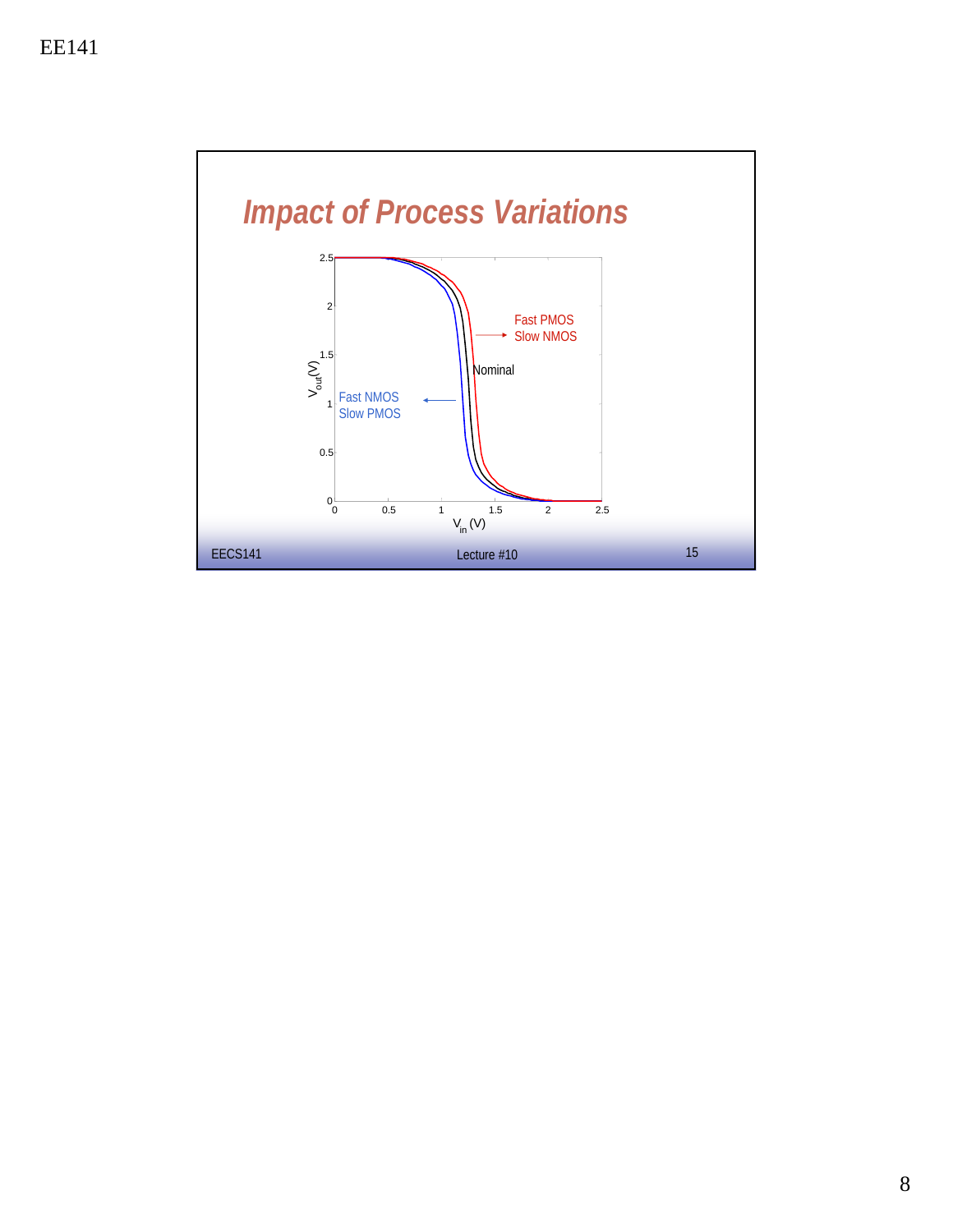## Impact of Process Variations

2.5
2
1.5
1
0.5
0
$V_{out}$(V)

0
0.5
1
1.5
2
2.5
$V_{in}$ (V)

Fast PMOS
Slow NMOS

Nominal

Fast NMOS
Slow PMOS

EECS141 Lecture #10 15